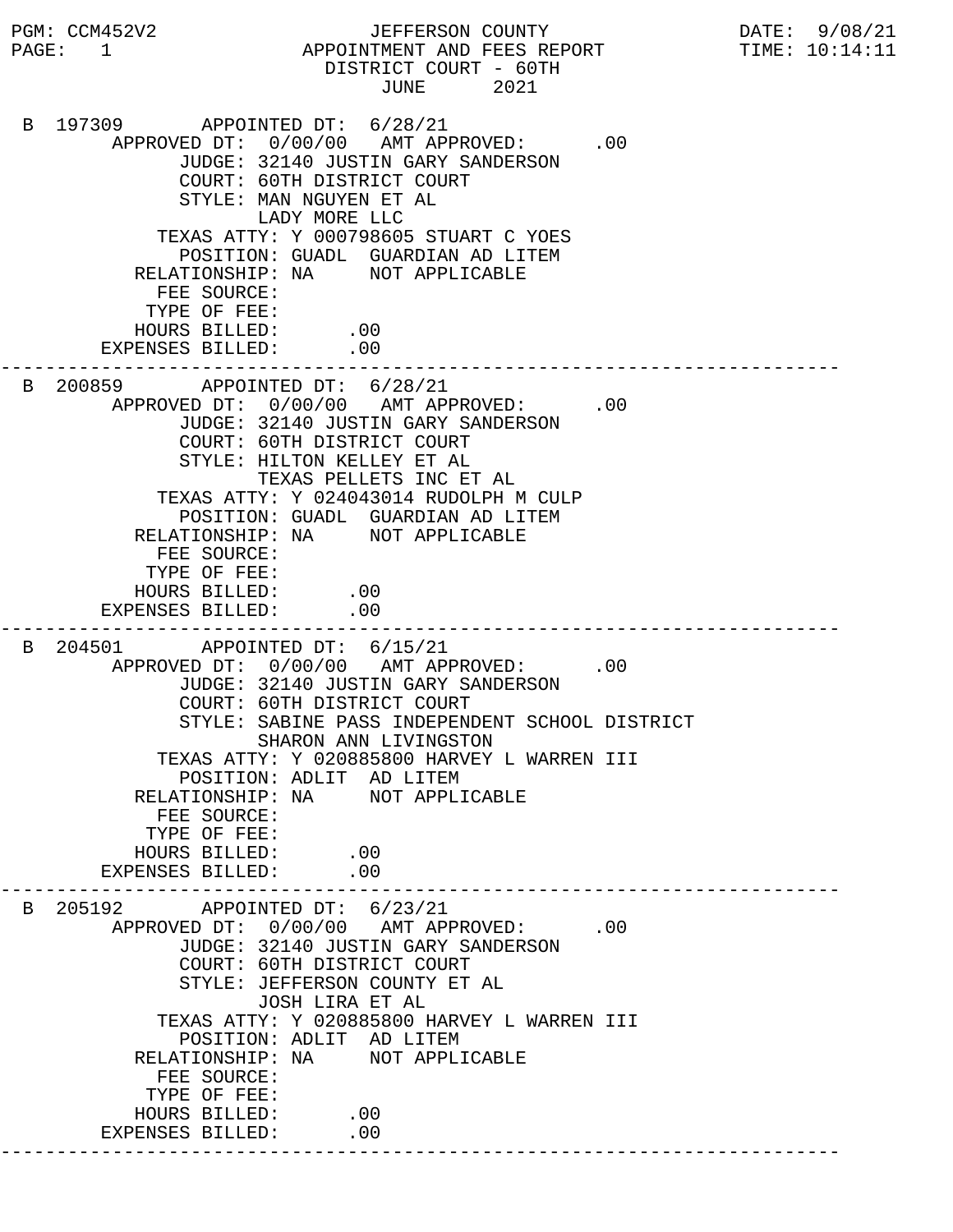PGM: CCM452V2 — JEFFERSON COUNTY — DATE: 9/08/21

PAGE: 1 — APPOINTMENT AND FEES REPORT — TIME: 10:14:11

# JEFFERSON COUNTY
## APPOINTMENT AND FEES REPORT
### DISTRICT COURT - 60TH
### JUNE 2021

```
B 197309       APPOINTED DT:  6/28/21
      APPROVED DT:  0/00/00   AMT APPROVED:      .00
            JUDGE: 32140 JUSTIN GARY SANDERSON
            COURT: 60TH DISTRICT COURT
            STYLE: MAN NGUYEN ET AL
                   LADY MORE LLC
        TEXAS ATTY: Y 000798605 STUART C YOES
          POSITION: GUADL  GUARDIAN AD LITEM
      RELATIONSHIP: NA     NOT APPLICABLE
        FEE SOURCE:
       TYPE OF FEE:
      HOURS BILLED:      .00
   EXPENSES BILLED:      .00
-------------------------------------------------------------------------
B 200859       APPOINTED DT:  6/28/21
      APPROVED DT:  0/00/00   AMT APPROVED:      .00
            JUDGE: 32140 JUSTIN GARY SANDERSON
            COURT: 60TH DISTRICT COURT
            STYLE: HILTON KELLEY ET AL
                   TEXAS PELLETS INC ET AL
        TEXAS ATTY: Y 024043014 RUDOLPH M CULP
          POSITION: GUADL  GUARDIAN AD LITEM
      RELATIONSHIP: NA     NOT APPLICABLE
        FEE SOURCE:
       TYPE OF FEE:
      HOURS BILLED:      .00
   EXPENSES BILLED:      .00
-------------------------------------------------------------------------
B 204501       APPOINTED DT:  6/15/21
      APPROVED DT:  0/00/00   AMT APPROVED:      .00
            JUDGE: 32140 JUSTIN GARY SANDERSON
            COURT: 60TH DISTRICT COURT
            STYLE: SABINE PASS INDEPENDENT SCHOOL DISTRICT
                   SHARON ANN LIVINGSTON
        TEXAS ATTY: Y 020885800 HARVEY L WARREN III
          POSITION: ADLIT  AD LITEM
      RELATIONSHIP: NA     NOT APPLICABLE
        FEE SOURCE:
       TYPE OF FEE:
      HOURS BILLED:      .00
   EXPENSES BILLED:      .00
-------------------------------------------------------------------------
B 205192       APPOINTED DT:  6/23/21
      APPROVED DT:  0/00/00   AMT APPROVED:      .00
            JUDGE: 32140 JUSTIN GARY SANDERSON
            COURT: 60TH DISTRICT COURT
            STYLE: JEFFERSON COUNTY ET AL
                   JOSH LIRA ET AL
        TEXAS ATTY: Y 020885800 HARVEY L WARREN III
          POSITION: ADLIT  AD LITEM
      RELATIONSHIP: NA     NOT APPLICABLE
        FEE SOURCE:
       TYPE OF FEE:
      HOURS BILLED:      .00
   EXPENSES BILLED:      .00
-------------------------------------------------------------------------
```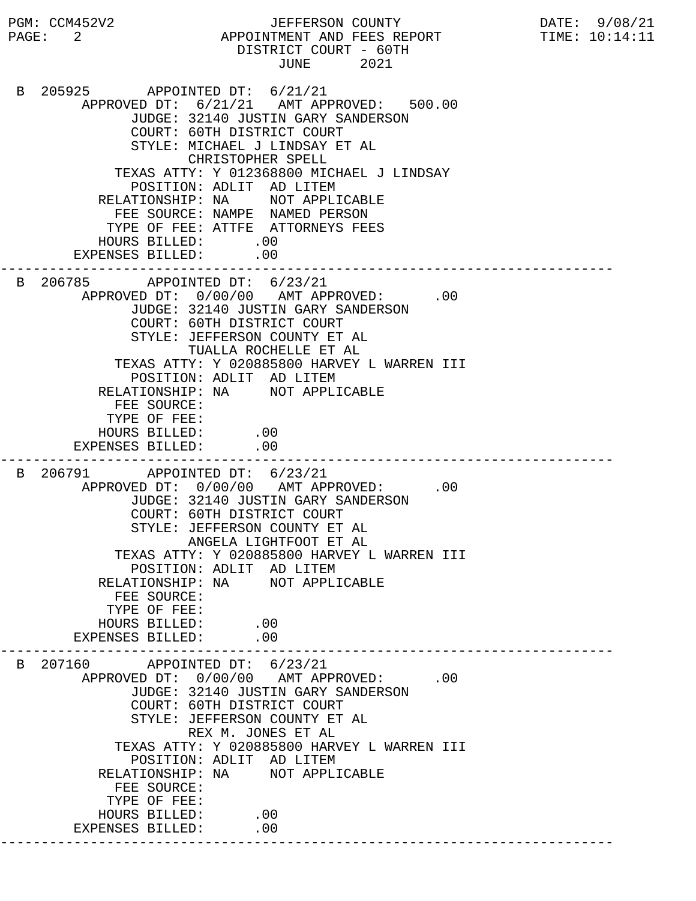PGM: CCM452V2 JEFFERSON COUNTY DATE: 9/08/21
PAGE: 2 APPOINTMENT AND FEES REPORT TIME: 10:14:11
DISTRICT COURT - 60TH
JUNE 2021

```
 B 205925       APPOINTED DT:  6/21/21
        APPROVED DT:  6/21/21   AMT APPROVED:   500.00
              JUDGE: 32140 JUSTIN GARY SANDERSON
              COURT: 60TH DISTRICT COURT
              STYLE: MICHAEL J LINDSAY ET AL
                     CHRISTOPHER SPELL
            TEXAS ATTY: Y 012368800 MICHAEL J LINDSAY
              POSITION: ADLIT  AD LITEM
          RELATIONSHIP: NA     NOT APPLICABLE
            FEE SOURCE: NAMPE  NAMED PERSON
           TYPE OF FEE: ATTFE  ATTORNEYS FEES
          HOURS BILLED:      .00
       EXPENSES BILLED:      .00
---------------------------------------------------------------------------
 B 206785       APPOINTED DT:  6/23/21
        APPROVED DT:  0/00/00   AMT APPROVED:      .00
              JUDGE: 32140 JUSTIN GARY SANDERSON
              COURT: 60TH DISTRICT COURT
              STYLE: JEFFERSON COUNTY ET AL
                     TUALLA ROCHELLE ET AL
            TEXAS ATTY: Y 020885800 HARVEY L WARREN III
              POSITION: ADLIT  AD LITEM
          RELATIONSHIP: NA     NOT APPLICABLE
            FEE SOURCE:
           TYPE OF FEE:
          HOURS BILLED:      .00
       EXPENSES BILLED:      .00
---------------------------------------------------------------------------
 B 206791       APPOINTED DT:  6/23/21
        APPROVED DT:  0/00/00   AMT APPROVED:      .00
              JUDGE: 32140 JUSTIN GARY SANDERSON
              COURT: 60TH DISTRICT COURT
              STYLE: JEFFERSON COUNTY ET AL
                     ANGELA LIGHTFOOT ET AL
            TEXAS ATTY: Y 020885800 HARVEY L WARREN III
              POSITION: ADLIT  AD LITEM
          RELATIONSHIP: NA     NOT APPLICABLE
            FEE SOURCE:
           TYPE OF FEE:
          HOURS BILLED:      .00
       EXPENSES BILLED:      .00
---------------------------------------------------------------------------
 B 207160       APPOINTED DT:  6/23/21
        APPROVED DT:  0/00/00   AMT APPROVED:      .00
              JUDGE: 32140 JUSTIN GARY SANDERSON
              COURT: 60TH DISTRICT COURT
              STYLE: JEFFERSON COUNTY ET AL
                     REX M. JONES ET AL
            TEXAS ATTY: Y 020885800 HARVEY L WARREN III
              POSITION: ADLIT  AD LITEM
          RELATIONSHIP: NA     NOT APPLICABLE
            FEE SOURCE:
           TYPE OF FEE:
          HOURS BILLED:      .00
       EXPENSES BILLED:      .00
---------------------------------------------------------------------------
```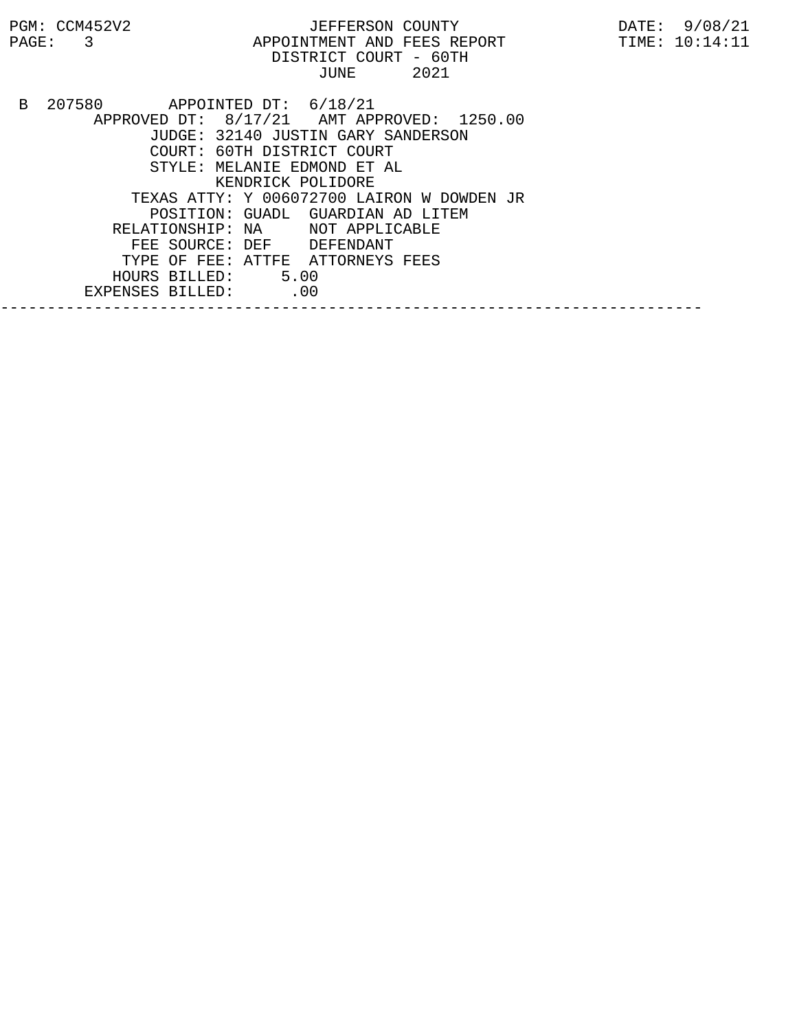PGM: CCM452V2 JEFFERSON COUNTY DATE: 9/08/21
APPOINTMENT AND FEES REPORT TIME: 10:14:11
DISTRICT COURT - 60TH
JUNE 2021

```
 B  207580       APPOINTED DT:  6/18/21
        APPROVED DT:  8/17/21   AMT APPROVED:  1250.00
              JUDGE: 32140 JUSTIN GARY SANDERSON
              COURT: 60TH DISTRICT COURT
              STYLE: MELANIE EDMOND ET AL
                     KENDRICK POLIDORE
         TEXAS ATTY: Y 006072700 LAIRON W DOWDEN JR
           POSITION: GUADL  GUARDIAN AD LITEM
       RELATIONSHIP: NA     NOT APPLICABLE
         FEE SOURCE: DEF    DEFENDANT
        TYPE OF FEE: ATTFE  ATTORNEYS FEES
       HOURS BILLED:     5.00
    EXPENSES BILLED:      .00
---------------------------------------------------------------------------
```